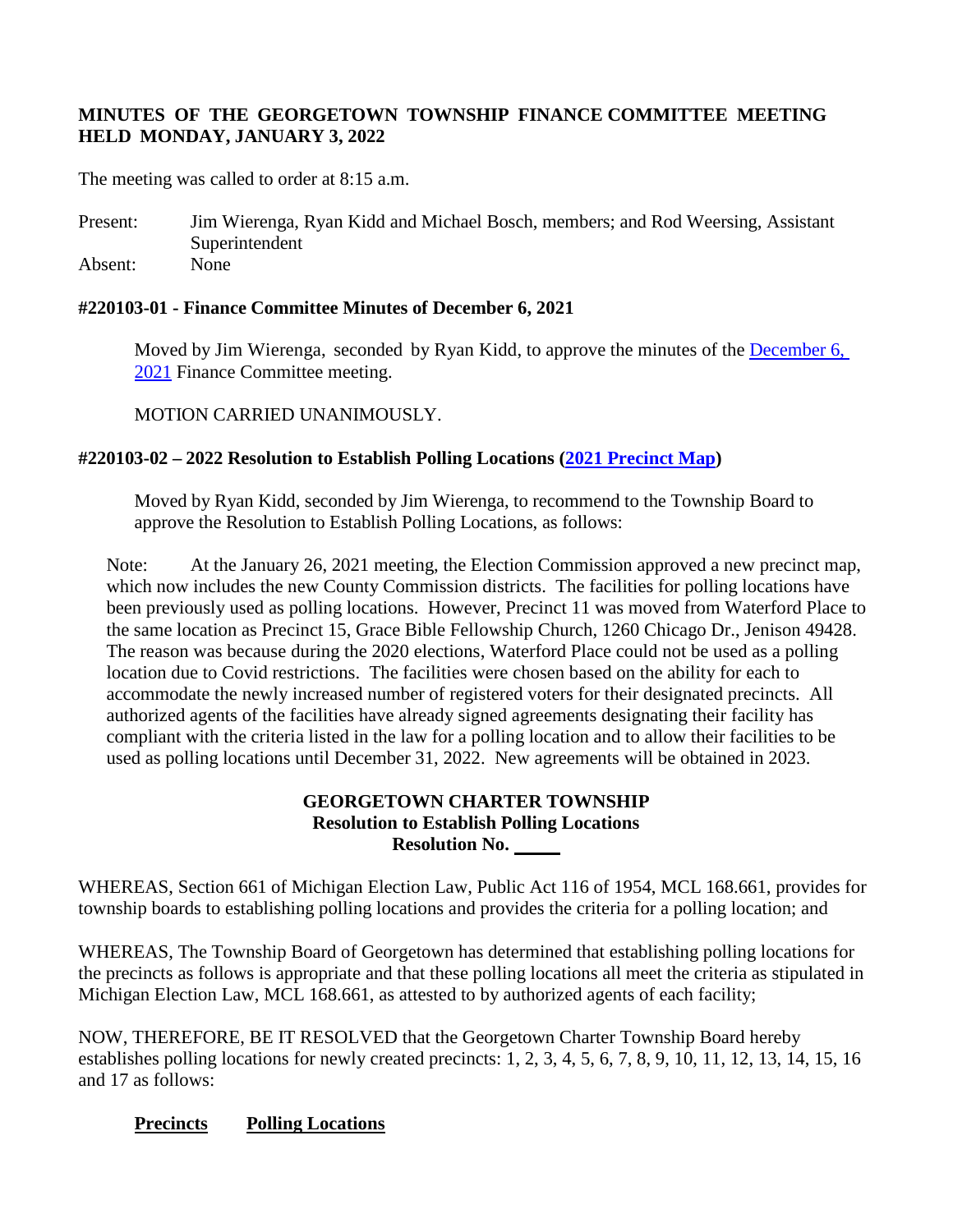**MINUTES OF THE GEORGETOWN TOWNSHIP FINANCE COMMITTEE MEETING HELD MONDAY, JANUARY 3, 2022**

The meeting was called to order at 8:15 a.m.

Present: Jim Wierenga, Ryan Kidd and Michael Bosch, members; and Rod Weersing, Assistant Superintendent

Absent: None

**#220103-01 - Finance Committee Minutes of December 6, 2021**

Moved by Jim Wierenga, seconded by Ryan Kidd, to approve the minutes of the December 6, 2021 Finance Committee meeting.

MOTION CARRIED UNANIMOUSLY.

**#220103-02 – 2022 Resolution to Establish Polling Locations (2021 Precinct Map)**

Moved by Ryan Kidd, seconded by Jim Wierenga, to recommend to the Township Board to approve the Resolution to Establish Polling Locations, as follows:

Note: At the January 26, 2021 meeting, the Election Commission approved a new precinct map, which now includes the new County Commission districts. The facilities for polling locations have been previously used as polling locations. However, Precinct 11 was moved from Waterford Place to the same location as Precinct 15, Grace Bible Fellowship Church, 1260 Chicago Dr., Jenison 49428. The reason was because during the 2020 elections, Waterford Place could not be used as a polling location due to Covid restrictions. The facilities were chosen based on the ability for each to accommodate the newly increased number of registered voters for their designated precincts. All authorized agents of the facilities have already signed agreements designating their facility has compliant with the criteria listed in the law for a polling location and to allow their facilities to be used as polling locations until December 31, 2022. New agreements will be obtained in 2023.

**GEORGETOWN CHARTER TOWNSHIP**
**Resolution to Establish Polling Locations**
**Resolution No. _____**

WHEREAS, Section 661 of Michigan Election Law, Public Act 116 of 1954, MCL 168.661, provides for township boards to establishing polling locations and provides the criteria for a polling location; and

WHEREAS, The Township Board of Georgetown has determined that establishing polling locations for the precincts as follows is appropriate and that these polling locations all meet the criteria as stipulated in Michigan Election Law, MCL 168.661, as attested to by authorized agents of each facility;

NOW, THEREFORE, BE IT RESOLVED that the Georgetown Charter Township Board hereby establishes polling locations for newly created precincts: 1, 2, 3, 4, 5, 6, 7, 8, 9, 10, 11, 12, 13, 14, 15, 16 and 17 as follows:

**Precincts** **Polling Locations**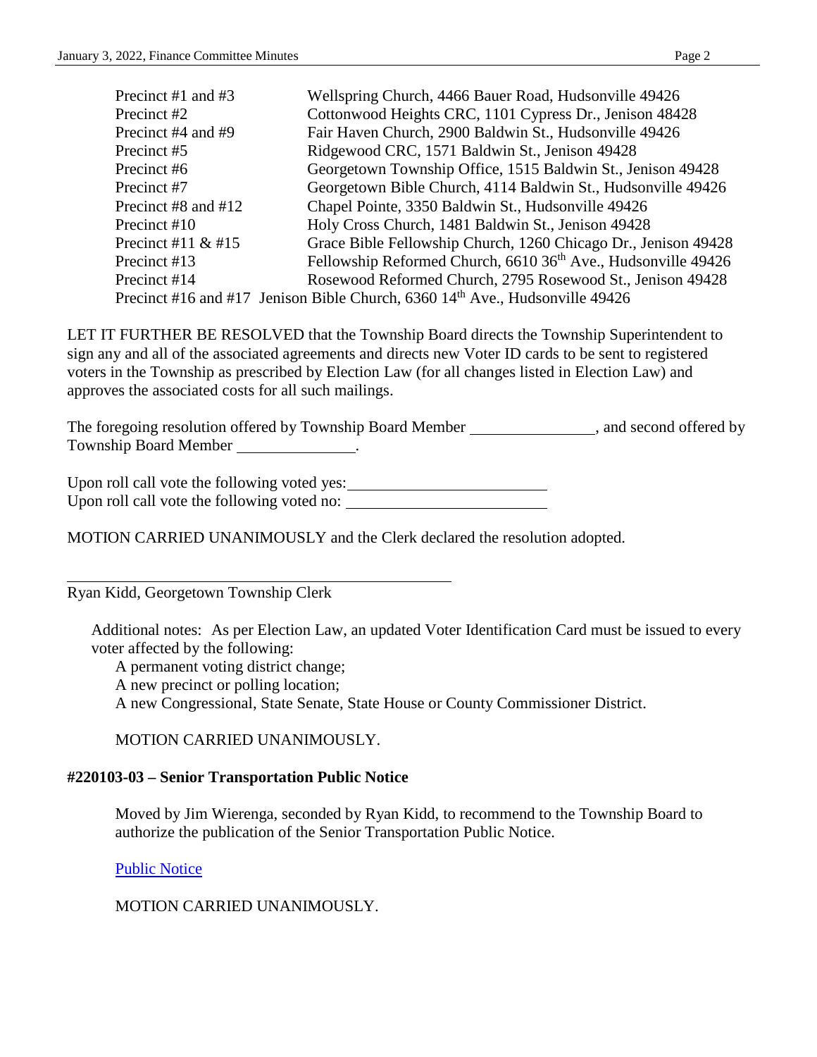| | |
|---|---|
| Precinct #1 and #3 | Wellspring Church, 4466 Bauer Road, Hudsonville 49426 |
| Precinct #2 | Cottonwood Heights CRC, 1101 Cypress Dr., Jenison 48428 |
| Precinct #4 and #9 | Fair Haven Church, 2900 Baldwin St., Hudsonville 49426 |
| Precinct #5 | Ridgewood CRC, 1571 Baldwin St., Jenison 49428 |
| Precinct #6 | Georgetown Township Office, 1515 Baldwin St., Jenison 49428 |
| Precinct #7 | Georgetown Bible Church, 4114 Baldwin St., Hudsonville 49426 |
| Precinct #8 and #12 | Chapel Pointe, 3350 Baldwin St., Hudsonville 49426 |
| Precinct #10 | Holy Cross Church, 1481 Baldwin St., Jenison 49428 |
| Precinct #11 & #15 | Grace Bible Fellowship Church, 1260 Chicago Dr., Jenison 49428 |
| Precinct #13 | Fellowship Reformed Church, 6610 36th Ave., Hudsonville 49426 |
| Precinct #14 | Rosewood Reformed Church, 2795 Rosewood St., Jenison 49428 |
| Precinct #16 and #17 | Jenison Bible Church, 6360 14th Ave., Hudsonville 49426 |

LET IT FURTHER BE RESOLVED that the Township Board directs the Township Superintendent to sign any and all of the associated agreements and directs new Voter ID cards to be sent to registered voters in the Township as prescribed by Election Law (for all changes listed in Election Law) and approves the associated costs for all such mailings.

The foregoing resolution offered by Township Board Member ________________, and second offered by Township Board Member _______________.

Upon roll call vote the following voted yes: __________________________

Upon roll call vote the following voted no: __________________________

MOTION CARRIED UNANIMOUSLY and the Clerk declared the resolution adopted.

_______________________________________________

Ryan Kidd, Georgetown Township Clerk

Additional notes: As per Election Law, an updated Voter Identification Card must be issued to every voter affected by the following:

A permanent voting district change;

A new precinct or polling location;

A new Congressional, State Senate, State House or County Commissioner District.

MOTION CARRIED UNANIMOUSLY.

**#220103-03 – Senior Transportation Public Notice**

Moved by Jim Wierenga, seconded by Ryan Kidd, to recommend to the Township Board to authorize the publication of the Senior Transportation Public Notice.

Public Notice

MOTION CARRIED UNANIMOUSLY.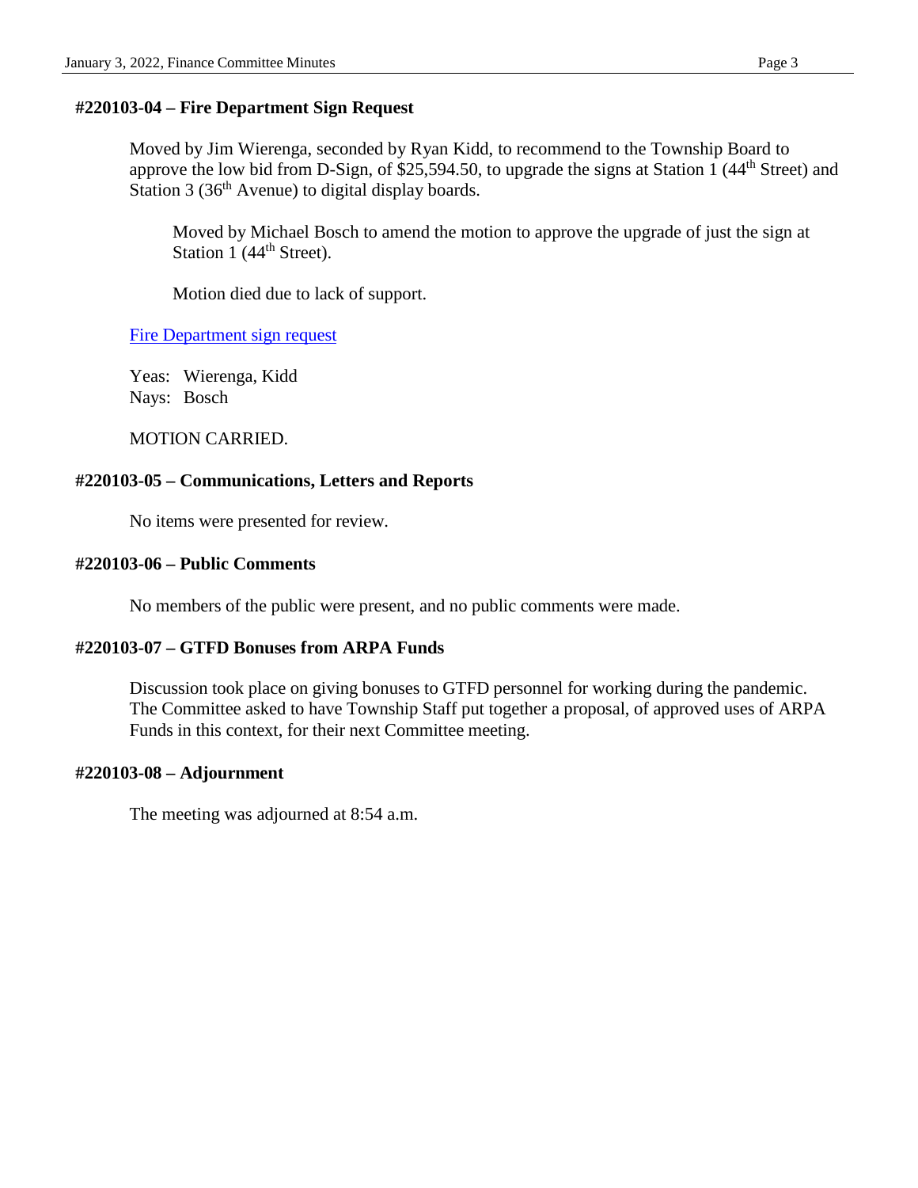### #220103-04 – Fire Department Sign Request

Moved by Jim Wierenga, seconded by Ryan Kidd, to recommend to the Township Board to approve the low bid from D-Sign, of $25,594.50, to upgrade the signs at Station 1 (44th Street) and Station 3 (36th Avenue) to digital display boards.

> Moved by Michael Bosch to amend the motion to approve the upgrade of just the sign at Station 1 (44th Street).
>
> Motion died due to lack of support.

Fire Department sign request

Yeas: Wierenga, Kidd
Nays: Bosch

MOTION CARRIED.

### #220103-05 – Communications, Letters and Reports

No items were presented for review.

### #220103-06 – Public Comments

No members of the public were present, and no public comments were made.

### #220103-07 – GTFD Bonuses from ARPA Funds

Discussion took place on giving bonuses to GTFD personnel for working during the pandemic. The Committee asked to have Township Staff put together a proposal, of approved uses of ARPA Funds in this context, for their next Committee meeting.

### #220103-08 – Adjournment

The meeting was adjourned at 8:54 a.m.